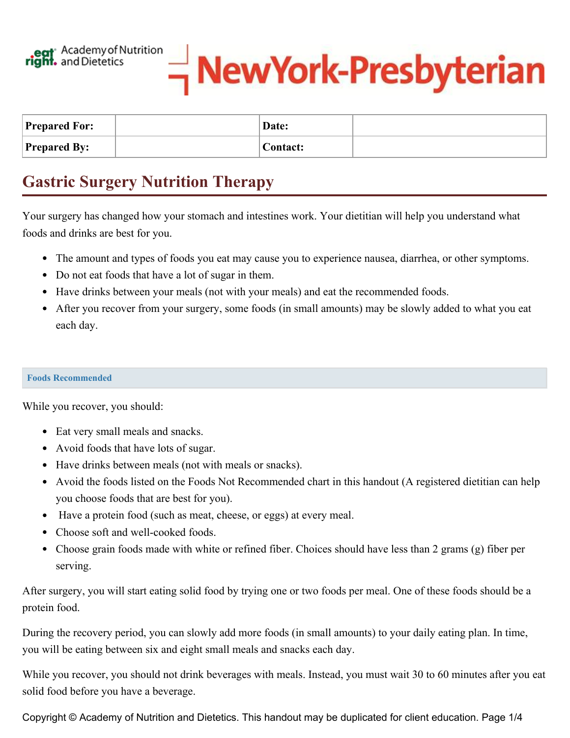Academy of Nutrition and Dietetics

NewYork-Presbyterian

| Prepared For: | | Date: | |
| --- | --- | --- | --- |
| Prepared By: | | Contact: | |

# Gastric Surgery Nutrition Therapy

Your surgery has changed how your stomach and intestines work. Your dietitian will help you understand what foods and drinks are best for you.

- The amount and types of foods you eat may cause you to experience nausea, diarrhea, or other symptoms.
- Do not eat foods that have a lot of sugar in them.
- Have drinks between your meals (not with your meals) and eat the recommended foods.
- After you recover from your surgery, some foods (in small amounts) may be slowly added to what you eat each day.

## Foods Recommended

While you recover, you should:

- Eat very small meals and snacks.
- Avoid foods that have lots of sugar.
- Have drinks between meals (not with meals or snacks).
- Avoid the foods listed on the Foods Not Recommended chart in this handout (A registered dietitian can help you choose foods that are best for you).
- Have a protein food (such as meat, cheese, or eggs) at every meal.
- Choose soft and well-cooked foods.
- Choose grain foods made with white or refined fiber. Choices should have less than 2 grams (g) fiber per serving.

After surgery, you will start eating solid food by trying one or two foods per meal. One of these foods should be a protein food.

During the recovery period, you can slowly add more foods (in small amounts) to your daily eating plan. In time, you will be eating between six and eight small meals and snacks each day.

While you recover, you should not drink beverages with meals. Instead, you must wait 30 to 60 minutes after you eat solid food before you have a beverage.

Copyright © Academy of Nutrition and Dietetics. This handout may be duplicated for client education.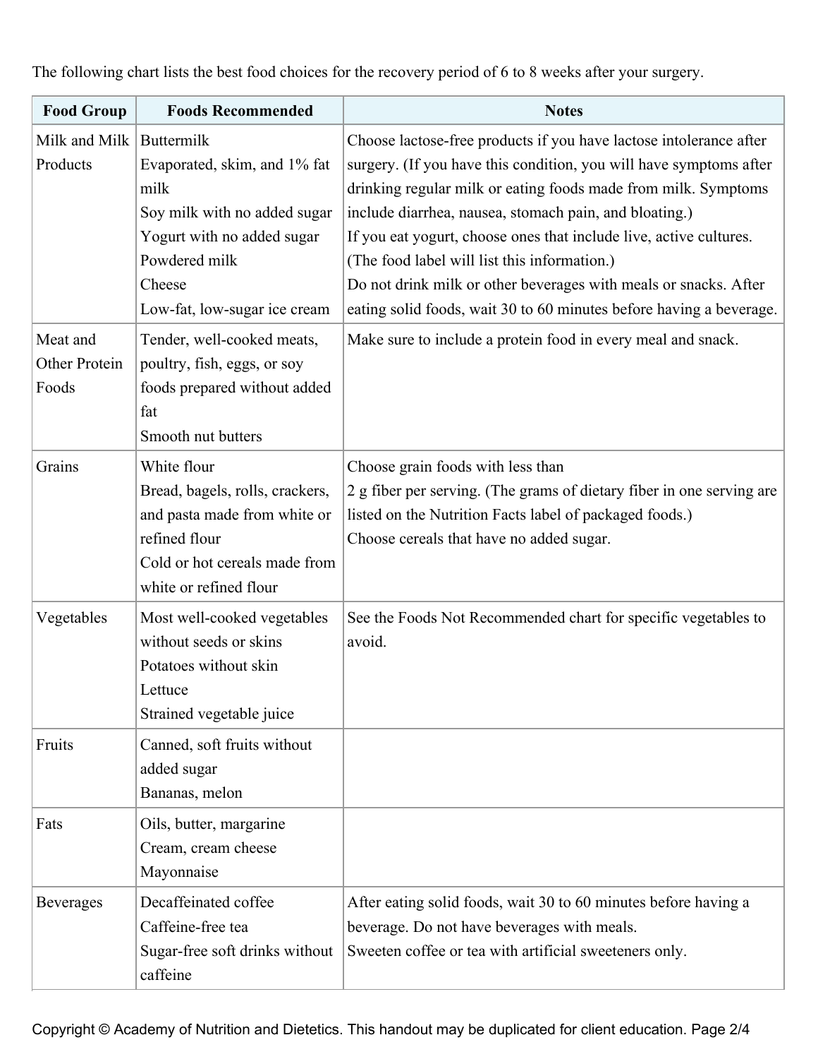The following chart lists the best food choices for the recovery period of 6 to 8 weeks after your surgery.

| Food Group | Foods Recommended | Notes |
|---|---|---|
| Milk and Milk Products | Buttermilk<br>Evaporated, skim, and 1% fat milk<br>Soy milk with no added sugar<br>Yogurt with no added sugar<br>Powdered milk<br>Cheese<br>Low-fat, low-sugar ice cream | Choose lactose-free products if you have lactose intolerance after surgery. (If you have this condition, you will have symptoms after drinking regular milk or eating foods made from milk. Symptoms include diarrhea, nausea, stomach pain, and bloating.)<br>If you eat yogurt, choose ones that include live, active cultures. (The food label will list this information.)<br>Do not drink milk or other beverages with meals or snacks. After eating solid foods, wait 30 to 60 minutes before having a beverage. |
| Meat and Other Protein Foods | Tender, well-cooked meats, poultry, fish, eggs, or soy foods prepared without added fat<br>Smooth nut butters | Make sure to include a protein food in every meal and snack. |
| Grains | White flour<br>Bread, bagels, rolls, crackers, and pasta made from white or refined flour<br>Cold or hot cereals made from white or refined flour | Choose grain foods with less than 2 g fiber per serving. (The grams of dietary fiber in one serving are listed on the Nutrition Facts label of packaged foods.)<br>Choose cereals that have no added sugar. |
| Vegetables | Most well-cooked vegetables without seeds or skins<br>Potatoes without skin<br>Lettuce<br>Strained vegetable juice | See the Foods Not Recommended chart for specific vegetables to avoid. |
| Fruits | Canned, soft fruits without added sugar<br>Bananas, melon | |
| Fats | Oils, butter, margarine<br>Cream, cream cheese<br>Mayonnaise | |
| Beverages | Decaffeinated coffee<br>Caffeine-free tea<br>Sugar-free soft drinks without caffeine | After eating solid foods, wait 30 to 60 minutes before having a beverage. Do not have beverages with meals.<br>Sweeten coffee or tea with artificial sweeteners only. |

Copyright © Academy of Nutrition and Dietetics. This handout may be duplicated for client education.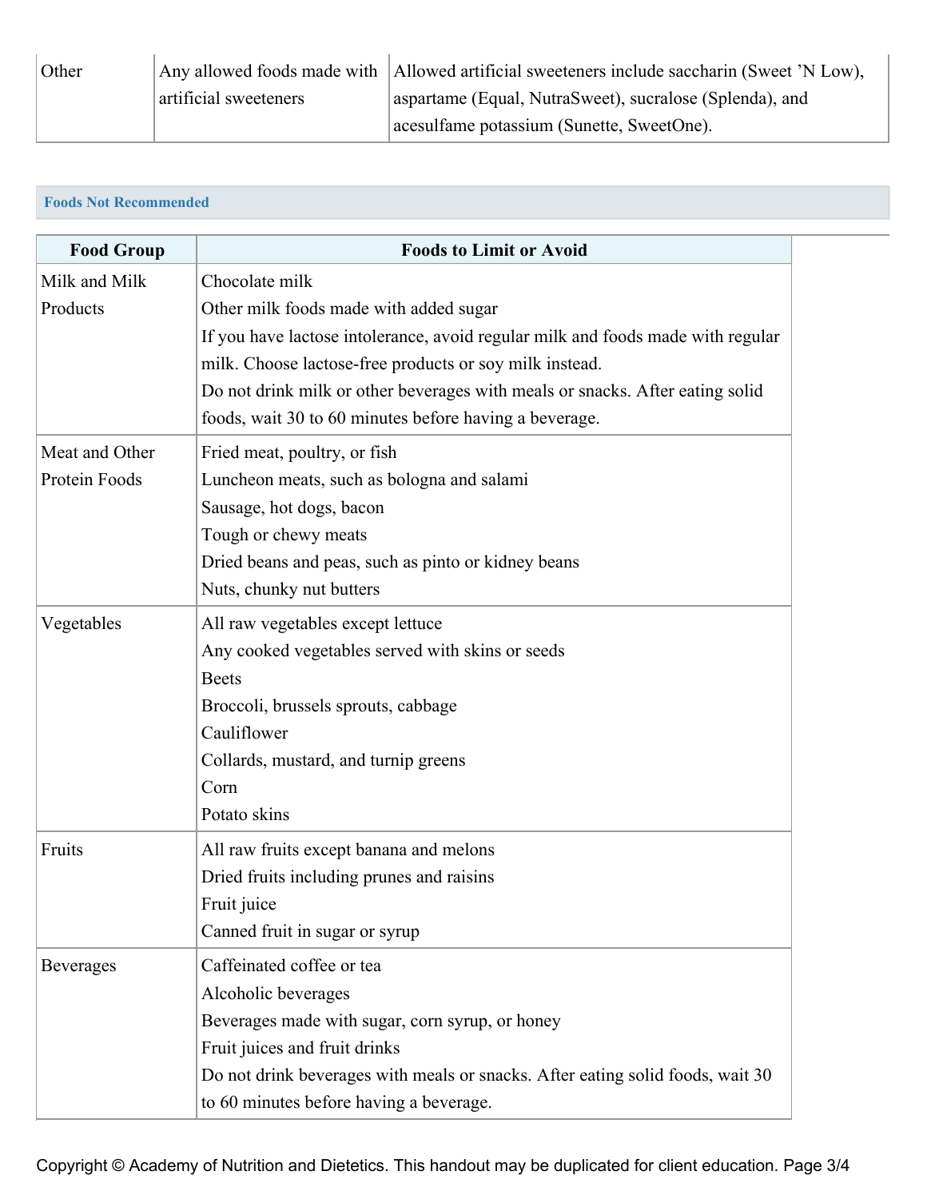| Other | Any allowed foods made with artificial sweeteners | Allowed artificial sweeteners include saccharin (Sweet 'N Low), aspartame (Equal, NutraSweet), sucralose (Splenda), and acesulfame potassium (Sunette, SweetOne). |
|---|---|---|

## Foods Not Recommended

| Food Group | Foods to Limit or Avoid |
|---|---|
| Milk and Milk Products | Chocolate milk<br>Other milk foods made with added sugar<br>If you have lactose intolerance, avoid regular milk and foods made with regular milk. Choose lactose-free products or soy milk instead.<br>Do not drink milk or other beverages with meals or snacks. After eating solid foods, wait 30 to 60 minutes before having a beverage. |
| Meat and Other Protein Foods | Fried meat, poultry, or fish<br>Luncheon meats, such as bologna and salami<br>Sausage, hot dogs, bacon<br>Tough or chewy meats<br>Dried beans and peas, such as pinto or kidney beans<br>Nuts, chunky nut butters |
| Vegetables | All raw vegetables except lettuce<br>Any cooked vegetables served with skins or seeds<br>Beets<br>Broccoli, brussels sprouts, cabbage<br>Cauliflower<br>Collards, mustard, and turnip greens<br>Corn<br>Potato skins |
| Fruits | All raw fruits except banana and melons<br>Dried fruits including prunes and raisins<br>Fruit juice<br>Canned fruit in sugar or syrup |
| Beverages | Caffeinated coffee or tea<br>Alcoholic beverages<br>Beverages made with sugar, corn syrup, or honey<br>Fruit juices and fruit drinks<br>Do not drink beverages with meals or snacks. After eating solid foods, wait 30 to 60 minutes before having a beverage. |

Copyright © Academy of Nutrition and Dietetics. This handout may be duplicated for client education.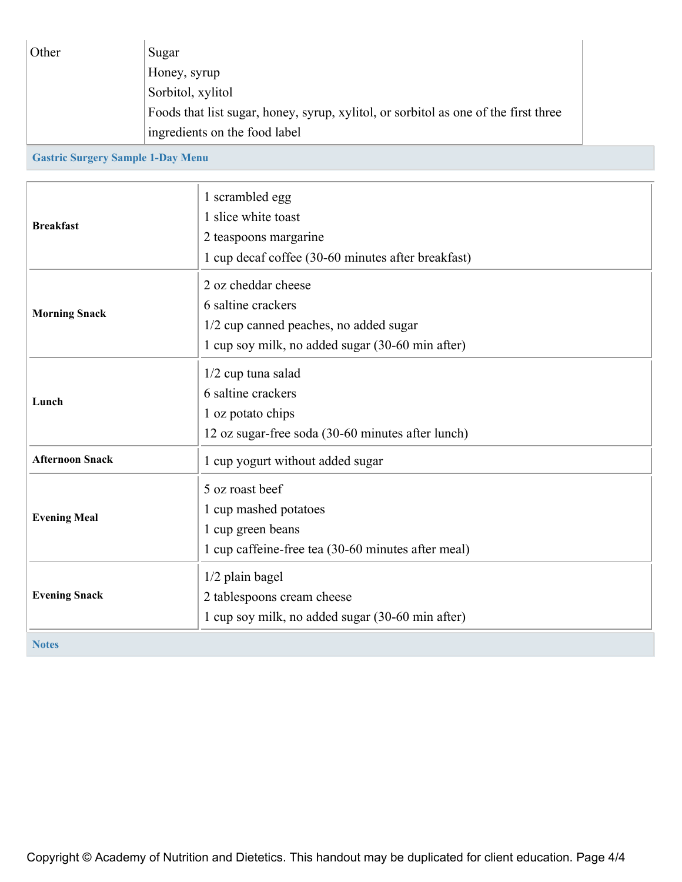| | |
|---|---|
| Other | Sugar<br>Honey, syrup<br>Sorbitol, xylitol<br>Foods that list sugar, honey, syrup, xylitol, or sorbitol as one of the first three ingredients on the food label |

## Gastric Surgery Sample 1-Day Menu

| | |
|---|---|
| **Breakfast** | 1 scrambled egg<br>1 slice white toast<br>2 teaspoons margarine<br>1 cup decaf coffee (30-60 minutes after breakfast) |
| **Morning Snack** | 2 oz cheddar cheese<br>6 saltine crackers<br>1/2 cup canned peaches, no added sugar<br>1 cup soy milk, no added sugar (30-60 min after) |
| **Lunch** | 1/2 cup tuna salad<br>6 saltine crackers<br>1 oz potato chips<br>12 oz sugar-free soda (30-60 minutes after lunch) |
| **Afternoon Snack** | 1 cup yogurt without added sugar |
| **Evening Meal** | 5 oz roast beef<br>1 cup mashed potatoes<br>1 cup green beans<br>1 cup caffeine-free tea (30-60 minutes after meal) |
| **Evening Snack** | 1/2 plain bagel<br>2 tablespoons cream cheese<br>1 cup soy milk, no added sugar (30-60 min after) |

## Notes

Copyright © Academy of Nutrition and Dietetics. This handout may be duplicated for client education.